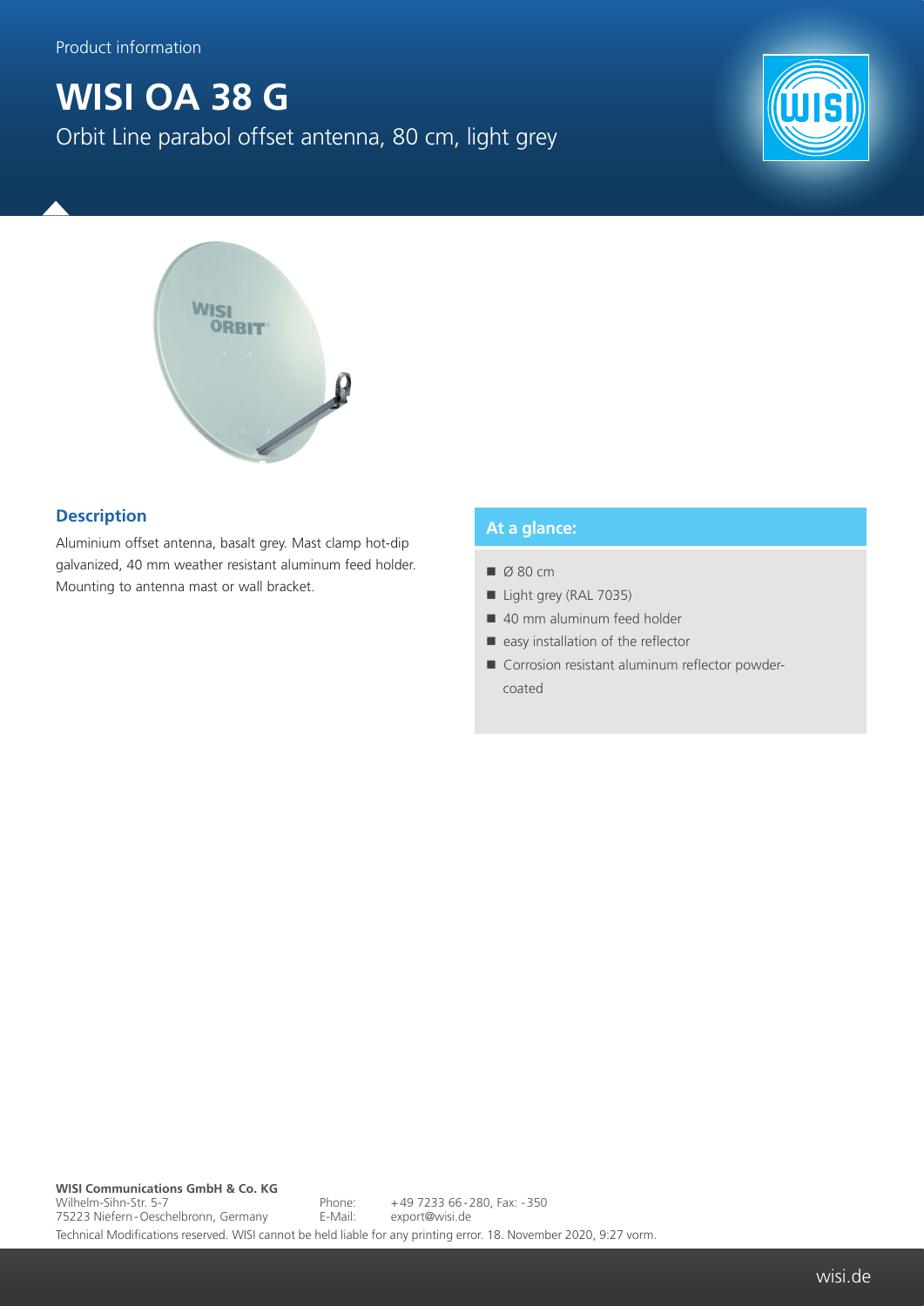Product information

# WISI OA 38 G

Orbit Line parabol offset antenna, 80 cm, light grey

## Description

Aluminium offset antenna, basalt grey. Mast clamp hot-dip galvanized, 40 mm weather resistant aluminum feed holder. Mounting to antenna mast or wall bracket.

## At a glance:

- Ø 80 cm
- Light grey (RAL 7035)
- 40 mm aluminum feed holder
- easy installation of the reflector
- Corrosion resistant aluminum reflector powder-coated

**WISI Communications GmbH & Co. KG**
Wilhelm-Sihn-Str. 5-7
75223 Niefern-Oeschelbronn, Germany

Phone: +49 7233 66-280, Fax: -350
E-Mail: export@wisi.de

Technical Modifications reserved. WISI cannot be held liable for any printing error. 18. November 2020, 9:27 vorm.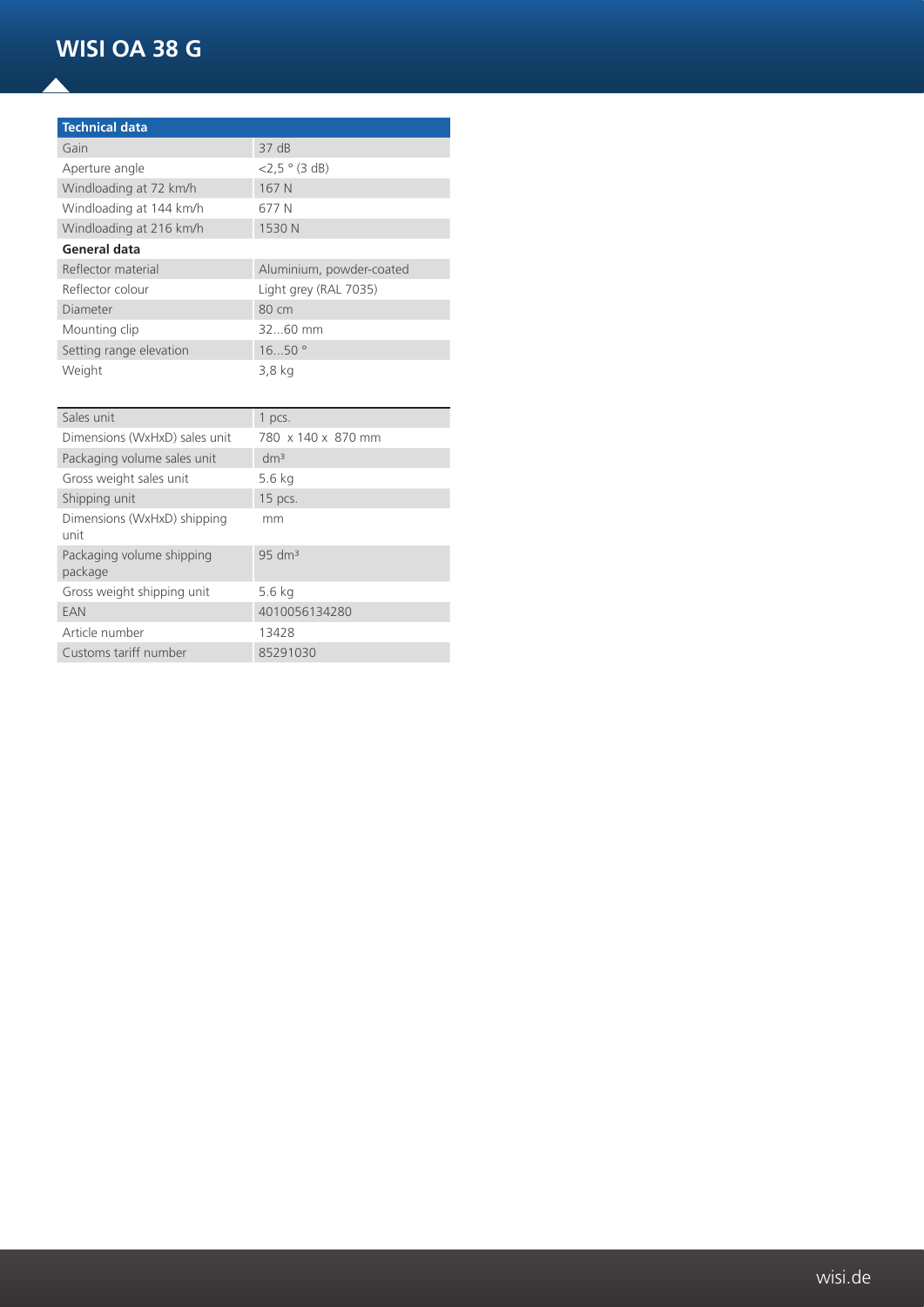# WISI OA 38 G

| Technical data | |
|---|---|
| Gain | 37 dB |
| Aperture angle | <2,5 ° (3 dB) |
| Windloading at 72 km/h | 167 N |
| Windloading at 144 km/h | 677 N |
| Windloading at 216 km/h | 1530 N |
| **General data** | |
| Reflector material | Aluminium, powder-coated |
| Reflector colour | Light grey (RAL 7035) |
| Diameter | 80 cm |
| Mounting clip | 32...60 mm |
| Setting range elevation | 16...50 ° |
| Weight | 3,8 kg |

| | |
|---|---|
| Sales unit | 1 pcs. |
| Dimensions (WxHxD) sales unit | 780 x 140 x 870 mm |
| Packaging volume sales unit | dm³ |
| Gross weight sales unit | 5.6 kg |
| Shipping unit | 15 pcs. |
| Dimensions (WxHxD) shipping unit | mm |
| Packaging volume shipping package | 95 dm³ |
| Gross weight shipping unit | 5.6 kg |
| EAN | 4010056134280 |
| Article number | 13428 |
| Customs tariff number | 85291030 |